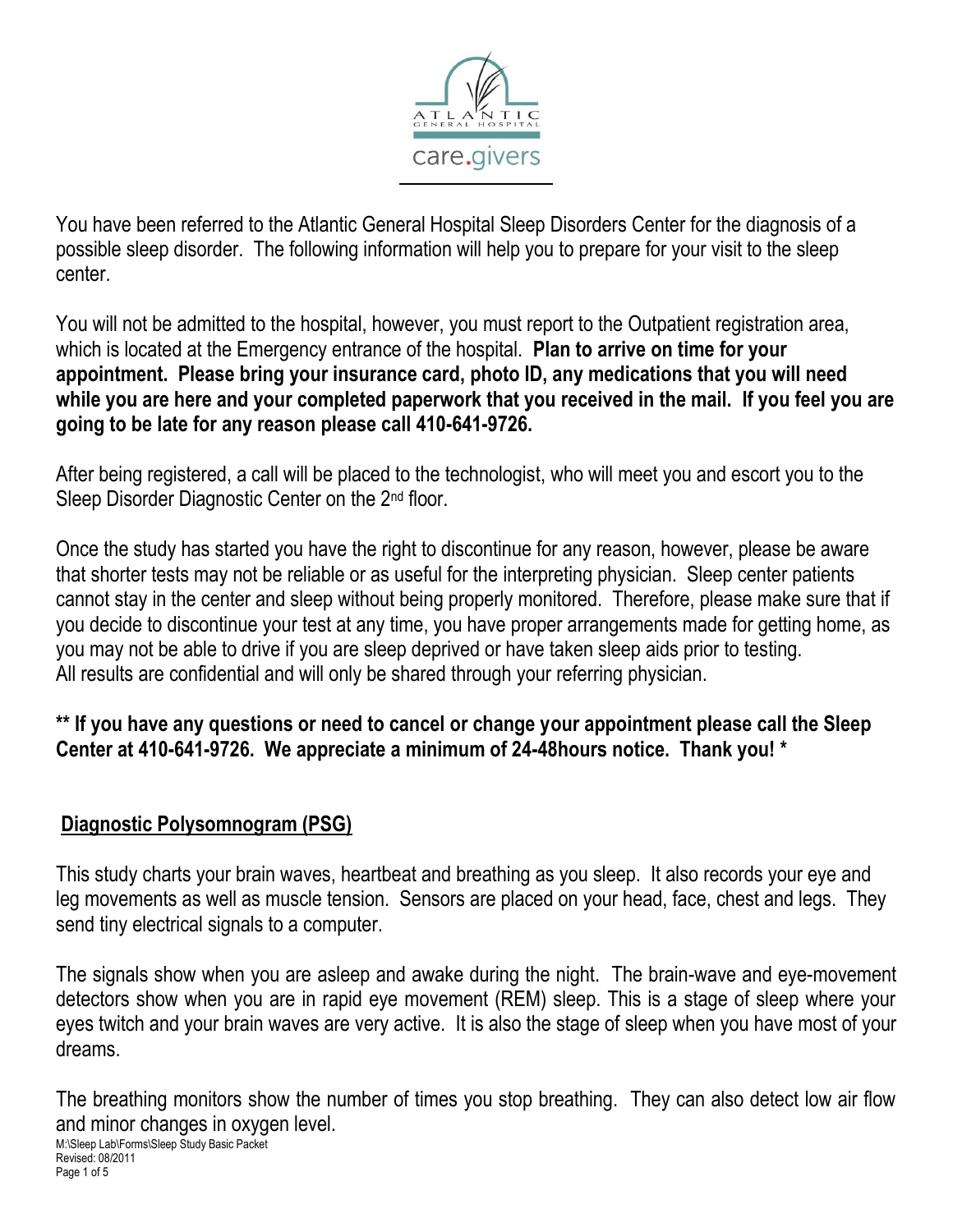ATLANTIC GENERAL HOSPITAL

care.givers

You have been referred to the Atlantic General Hospital Sleep Disorders Center for the diagnosis of a possible sleep disorder. The following information will help you to prepare for your visit to the sleep center.

You will not be admitted to the hospital, however, you must report to the Outpatient registration area, which is located at the Emergency entrance of the hospital. **Plan to arrive on time for your appointment. Please bring your insurance card, photo ID, any medications that you will need while you are here and your completed paperwork that you received in the mail. If you feel you are going to be late for any reason please call 410-641-9726.**

After being registered, a call will be placed to the technologist, who will meet you and escort you to the Sleep Disorder Diagnostic Center on the 2nd floor.

Once the study has started you have the right to discontinue for any reason, however, please be aware that shorter tests may not be reliable or as useful for the interpreting physician. Sleep center patients cannot stay in the center and sleep without being properly monitored. Therefore, please make sure that if you decide to discontinue your test at any time, you have proper arrangements made for getting home, as you may not be able to drive if you are sleep deprived or have taken sleep aids prior to testing. All results are confidential and will only be shared through your referring physician.

**** If you have any questions or need to cancel or change your appointment please call the Sleep Center at 410-641-9726. We appreciate a minimum of 24-48hours notice. Thank you! ***

## Diagnostic Polysomnogram (PSG)

This study charts your brain waves, heartbeat and breathing as you sleep. It also records your eye and leg movements as well as muscle tension. Sensors are placed on your head, face, chest and legs. They send tiny electrical signals to a computer.

The signals show when you are asleep and awake during the night. The brain-wave and eye-movement detectors show when you are in rapid eye movement (REM) sleep. This is a stage of sleep where your eyes twitch and your brain waves are very active. It is also the stage of sleep when you have most of your dreams.

The breathing monitors show the number of times you stop breathing. They can also detect low air flow and minor changes in oxygen level.

M:\Sleep Lab\Forms\Sleep Study Basic Packet
Revised: 08/2011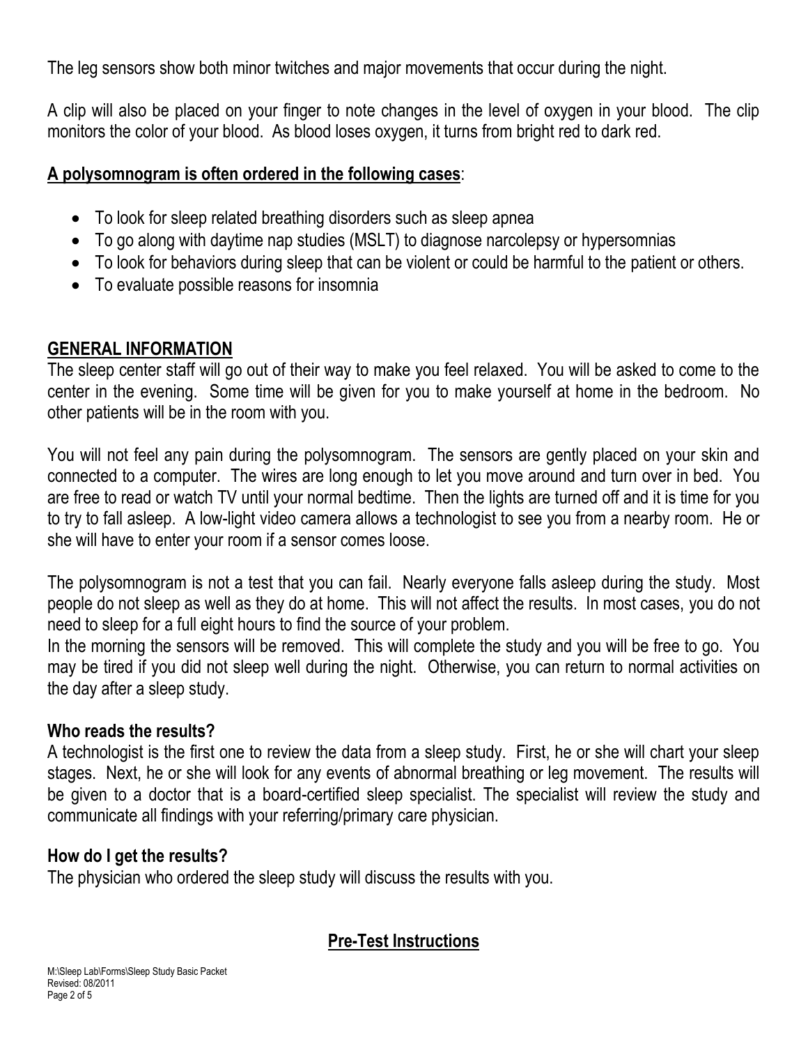The leg sensors show both minor twitches and major movements that occur during the night.

A clip will also be placed on your finger to note changes in the level of oxygen in your blood. The clip monitors the color of your blood. As blood loses oxygen, it turns from bright red to dark red.

**A polysomnogram is often ordered in the following cases**:

- To look for sleep related breathing disorders such as sleep apnea
- To go along with daytime nap studies (MSLT) to diagnose narcolepsy or hypersomnias
- To look for behaviors during sleep that can be violent or could be harmful to the patient or others.
- To evaluate possible reasons for insomnia

## GENERAL INFORMATION

The sleep center staff will go out of their way to make you feel relaxed. You will be asked to come to the center in the evening. Some time will be given for you to make yourself at home in the bedroom. No other patients will be in the room with you.

You will not feel any pain during the polysomnogram. The sensors are gently placed on your skin and connected to a computer. The wires are long enough to let you move around and turn over in bed. You are free to read or watch TV until your normal bedtime. Then the lights are turned off and it is time for you to try to fall asleep. A low-light video camera allows a technologist to see you from a nearby room. He or she will have to enter your room if a sensor comes loose.

The polysomnogram is not a test that you can fail. Nearly everyone falls asleep during the study. Most people do not sleep as well as they do at home. This will not affect the results. In most cases, you do not need to sleep for a full eight hours to find the source of your problem.

In the morning the sensors will be removed. This will complete the study and you will be free to go. You may be tired if you did not sleep well during the night. Otherwise, you can return to normal activities on the day after a sleep study.

### Who reads the results?

A technologist is the first one to review the data from a sleep study. First, he or she will chart your sleep stages. Next, he or she will look for any events of abnormal breathing or leg movement. The results will be given to a doctor that is a board-certified sleep specialist. The specialist will review the study and communicate all findings with your referring/primary care physician.

### How do I get the results?

The physician who ordered the sleep study will discuss the results with you.

## Pre-Test Instructions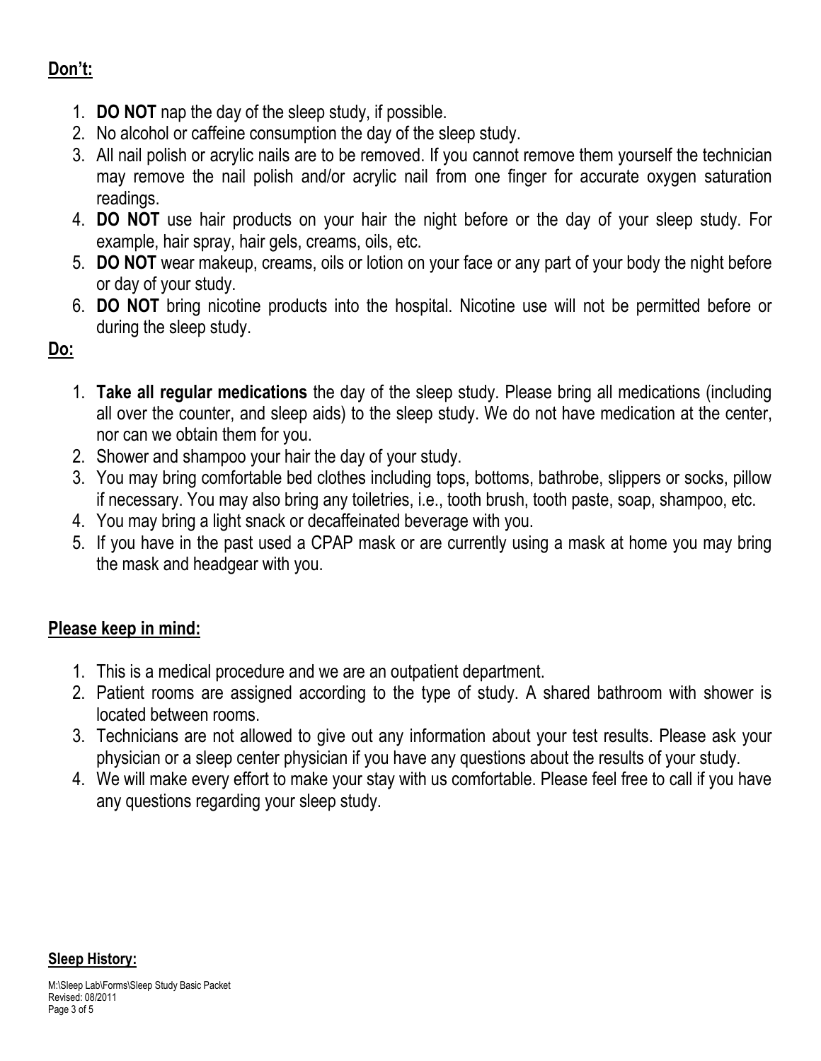## Don't:

1. **DO NOT** nap the day of the sleep study, if possible.
2. No alcohol or caffeine consumption the day of the sleep study.
3. All nail polish or acrylic nails are to be removed. If you cannot remove them yourself the technician may remove the nail polish and/or acrylic nail from one finger for accurate oxygen saturation readings.
4. **DO NOT** use hair products on your hair the night before or the day of your sleep study. For example, hair spray, hair gels, creams, oils, etc.
5. **DO NOT** wear makeup, creams, oils or lotion on your face or any part of your body the night before or day of your study.
6. **DO NOT** bring nicotine products into the hospital. Nicotine use will not be permitted before or during the sleep study.

## Do:

1. **Take all regular medications** the day of the sleep study. Please bring all medications (including all over the counter, and sleep aids) to the sleep study. We do not have medication at the center, nor can we obtain them for you.
2. Shower and shampoo your hair the day of your study.
3. You may bring comfortable bed clothes including tops, bottoms, bathrobe, slippers or socks, pillow if necessary. You may also bring any toiletries, i.e., tooth brush, tooth paste, soap, shampoo, etc.
4. You may bring a light snack or decaffeinated beverage with you.
5. If you have in the past used a CPAP mask or are currently using a mask at home you may bring the mask and headgear with you.

## Please keep in mind:

1. This is a medical procedure and we are an outpatient department.
2. Patient rooms are assigned according to the type of study. A shared bathroom with shower is located between rooms.
3. Technicians are not allowed to give out any information about your test results. Please ask your physician or a sleep center physician if you have any questions about the results of your study.
4. We will make every effort to make your stay with us comfortable. Please feel free to call if you have any questions regarding your sleep study.

## Sleep History: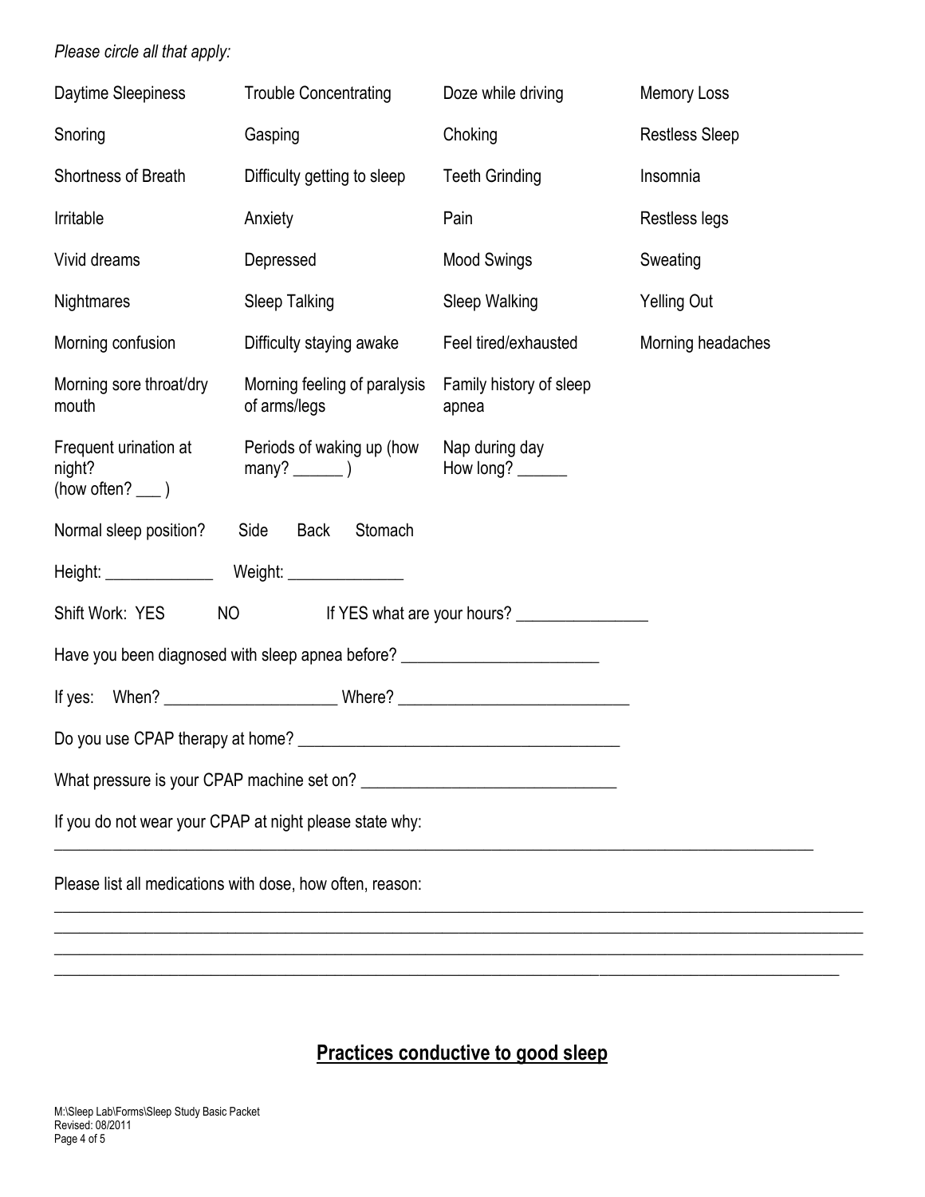*Please circle all that apply:*

| | | | |
|---|---|---|---|
| Daytime Sleepiness | Trouble Concentrating | Doze while driving | Memory Loss |
| Snoring | Gasping | Choking | Restless Sleep |
| Shortness of Breath | Difficulty getting to sleep | Teeth Grinding | Insomnia |
| Irritable | Anxiety | Pain | Restless legs |
| Vivid dreams | Depressed | Mood Swings | Sweating |
| Nightmares | Sleep Talking | Sleep Walking | Yelling Out |
| Morning confusion | Difficulty staying awake | Feel tired/exhausted | Morning headaches |
| Morning sore throat/dry mouth | Morning feeling of paralysis of arms/legs | Family history of sleep apnea | |
| Frequent urination at night? (how often? ___ ) | Periods of waking up (how many? ______ ) | Nap during day How long? ______ | |

Normal sleep position? Side Back Stomach

Height: _____________ Weight: ______________

Shift Work: YES NO If YES what are your hours? _______________

Have you been diagnosed with sleep apnea before? _______________________

If yes: When? ____________________ Where? ___________________________

Do you use CPAP therapy at home? ______________________________________

What pressure is your CPAP machine set on? ______________________________

If you do not wear your CPAP at night please state why:

_____________________________________________________________________________________________

Please list all medications with dose, how often, reason:

_____________________________________________________________________________________________
_____________________________________________________________________________________________
_____________________________________________________________________________________________
_____________________________________________________________________________________________

## <u>Practices conductive to good sleep</u>

M:\Sleep Lab\Forms\Sleep Study Basic Packet
Revised: 08/2011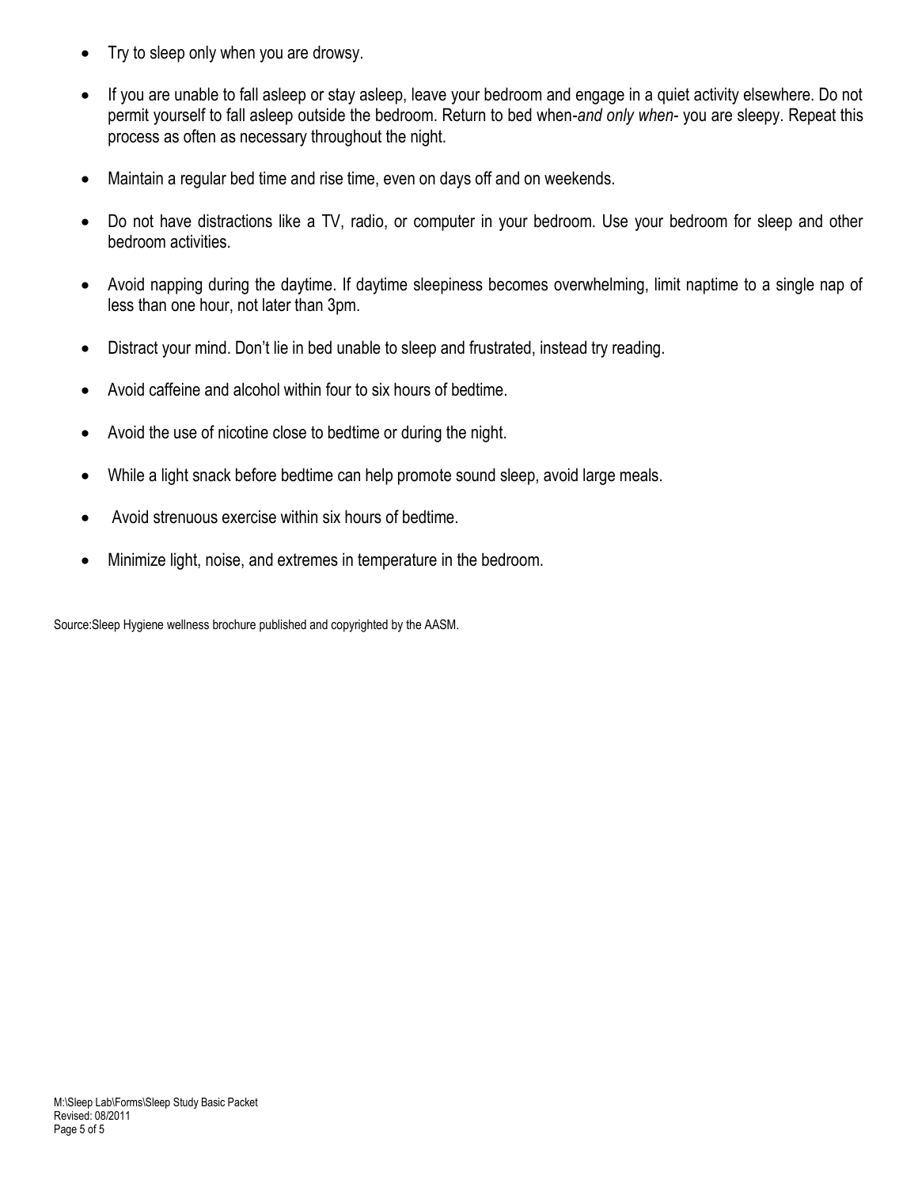- Try to sleep only when you are drowsy.
- If you are unable to fall asleep or stay asleep, leave your bedroom and engage in a quiet activity elsewhere. Do not permit yourself to fall asleep outside the bedroom. Return to bed when-*and only when*- you are sleepy. Repeat this process as often as necessary throughout the night.
- Maintain a regular bed time and rise time, even on days off and on weekends.
- Do not have distractions like a TV, radio, or computer in your bedroom. Use your bedroom for sleep and other bedroom activities.
- Avoid napping during the daytime. If daytime sleepiness becomes overwhelming, limit naptime to a single nap of less than one hour, not later than 3pm.
- Distract your mind. Don't lie in bed unable to sleep and frustrated, instead try reading.
- Avoid caffeine and alcohol within four to six hours of bedtime.
- Avoid the use of nicotine close to bedtime or during the night.
- While a light snack before bedtime can help promote sound sleep, avoid large meals.
- Avoid strenuous exercise within six hours of bedtime.
- Minimize light, noise, and extremes in temperature in the bedroom.

Source:Sleep Hygiene wellness brochure published and copyrighted by the AASM.

M:\Sleep Lab\Forms\Sleep Study Basic Packet
Revised: 08/2011